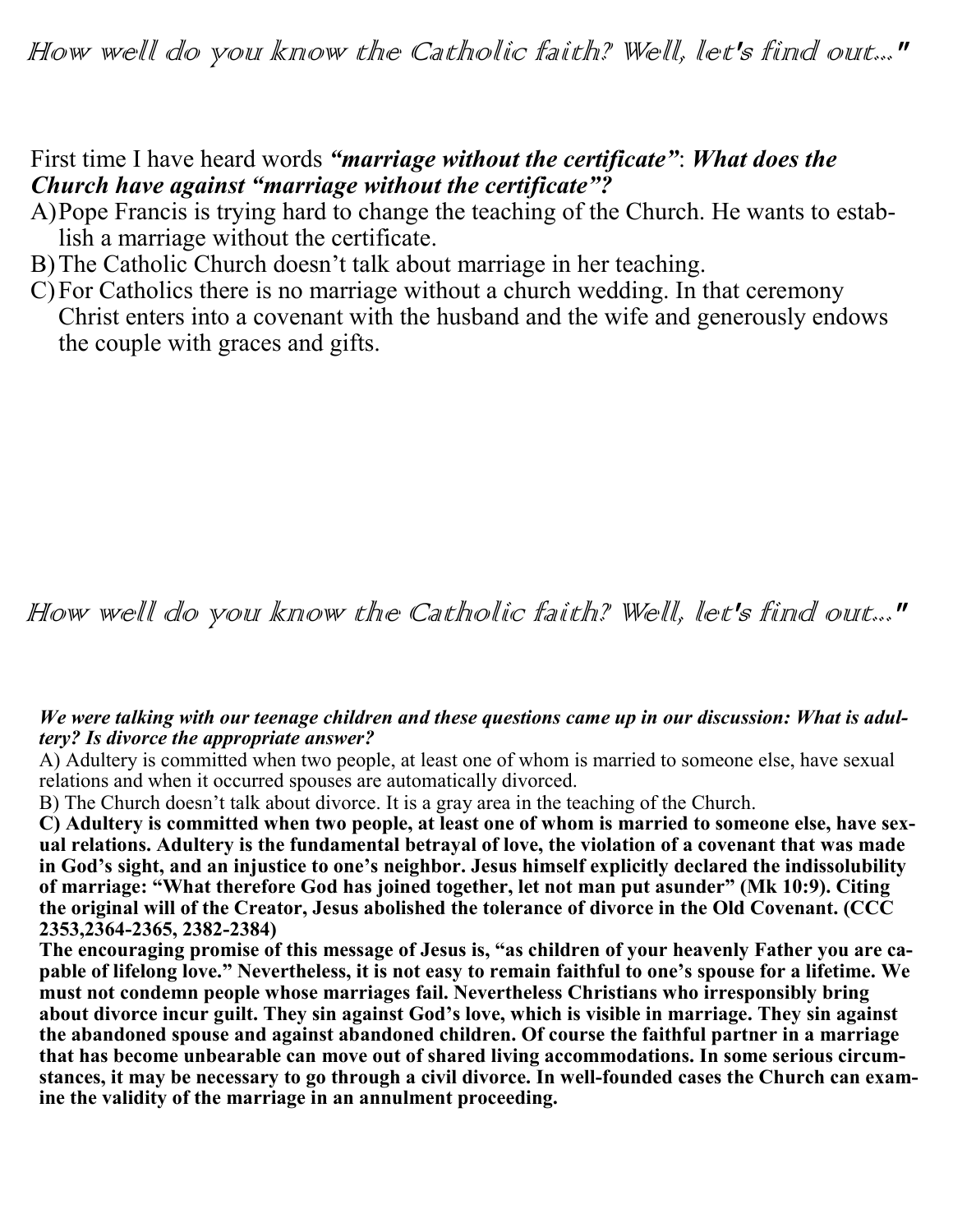# *How well do you know the Catholic faith? Well, let's find out..."*

First time I have heard words ***"marriage without the certificate"***: ***What does the Church have against "marriage without the certificate"?***

A) Pope Francis is trying hard to change the teaching of the Church. He wants to establish a marriage without the certificate.

B) The Catholic Church doesn't talk about marriage in her teaching.

C) For Catholics there is no marriage without a church wedding. In that ceremony Christ enters into a covenant with the husband and the wife and generously endows the couple with graces and gifts.

# *How well do you know the Catholic faith? Well, let's find out..."*

***We were talking with our teenage children and these questions came up in our discussion: What is adultery? Is divorce the appropriate answer?***

A) Adultery is committed when two people, at least one of whom is married to someone else, have sexual relations and when it occurred spouses are automatically divorced.

B) The Church doesn't talk about divorce. It is a gray area in the teaching of the Church.

**C) Adultery is committed when two people, at least one of whom is married to someone else, have sexual relations. Adultery is the fundamental betrayal of love, the violation of a covenant that was made in God's sight, and an injustice to one's neighbor. Jesus himself explicitly declared the indissolubility of marriage: "What therefore God has joined together, let not man put asunder" (Mk 10:9). Citing the original will of the Creator, Jesus abolished the tolerance of divorce in the Old Covenant. (CCC 2353,2364-2365, 2382-2384)**

**The encouraging promise of this message of Jesus is, "as children of your heavenly Father you are capable of lifelong love." Nevertheless, it is not easy to remain faithful to one's spouse for a lifetime. We must not condemn people whose marriages fail. Nevertheless Christians who irresponsibly bring about divorce incur guilt. They sin against God's love, which is visible in marriage. They sin against the abandoned spouse and against abandoned children. Of course the faithful partner in a marriage that has become unbearable can move out of shared living accommodations. In some serious circumstances, it may be necessary to go through a civil divorce. In well-founded cases the Church can examine the validity of the marriage in an annulment proceeding.**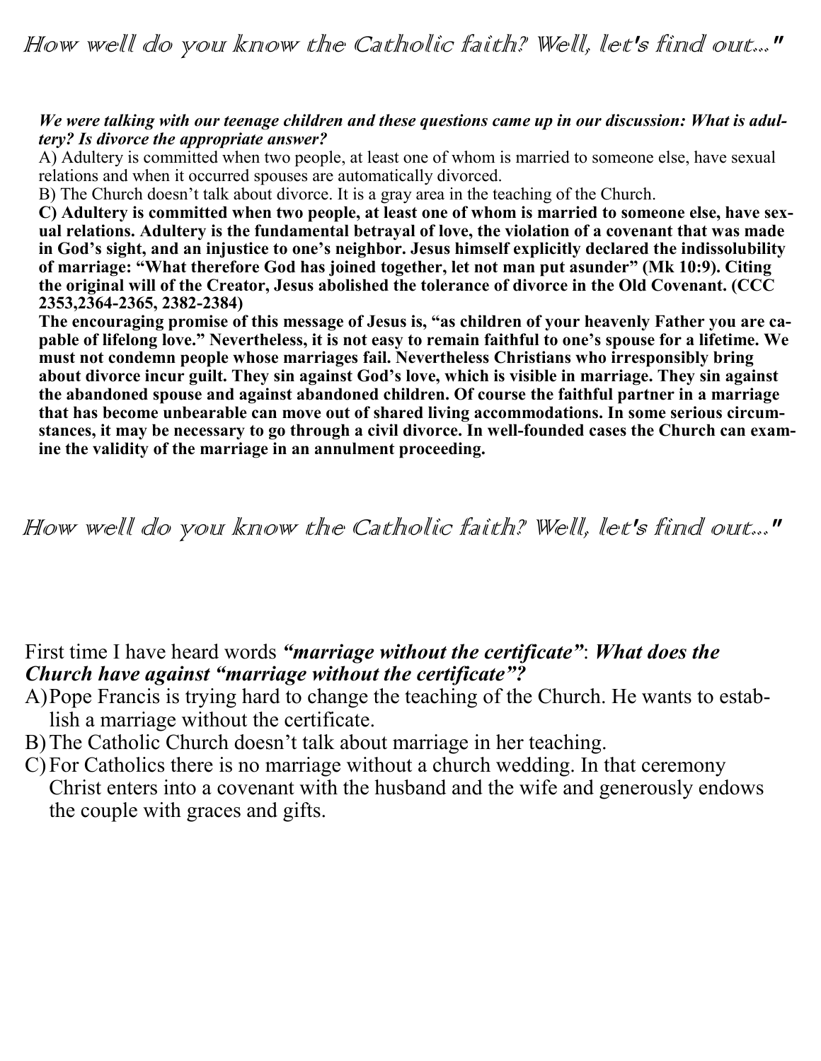# How well do you know the Catholic faith? Well, let's find out..."

***We were talking with our teenage children and these questions came up in our discussion: What is adultery? Is divorce the appropriate answer?***

A) Adultery is committed when two people, at least one of whom is married to someone else, have sexual relations and when it occurred spouses are automatically divorced.

B) The Church doesn't talk about divorce. It is a gray area in the teaching of the Church.

**C) Adultery is committed when two people, at least one of whom is married to someone else, have sexual relations. Adultery is the fundamental betrayal of love, the violation of a covenant that was made in God's sight, and an injustice to one's neighbor. Jesus himself explicitly declared the indissolubility of marriage: "What therefore God has joined together, let not man put asunder" (Mk 10:9). Citing the original will of the Creator, Jesus abolished the tolerance of divorce in the Old Covenant. (CCC 2353,2364-2365, 2382-2384)**

**The encouraging promise of this message of Jesus is, "as children of your heavenly Father you are capable of lifelong love." Nevertheless, it is not easy to remain faithful to one's spouse for a lifetime. We must not condemn people whose marriages fail. Nevertheless Christians who irresponsibly bring about divorce incur guilt. They sin against God's love, which is visible in marriage. They sin against the abandoned spouse and against abandoned children. Of course the faithful partner in a marriage that has become unbearable can move out of shared living accommodations. In some serious circumstances, it may be necessary to go through a civil divorce. In well-founded cases the Church can examine the validity of the marriage in an annulment proceeding.**

# How well do you know the Catholic faith? Well, let's find out..."

First time I have heard words ***"marriage without the certificate"***: ***What does the Church have against "marriage without the certificate"?***

A) Pope Francis is trying hard to change the teaching of the Church. He wants to establish a marriage without the certificate.

B) The Catholic Church doesn't talk about marriage in her teaching.

C) For Catholics there is no marriage without a church wedding. In that ceremony Christ enters into a covenant with the husband and the wife and generously endows the couple with graces and gifts.